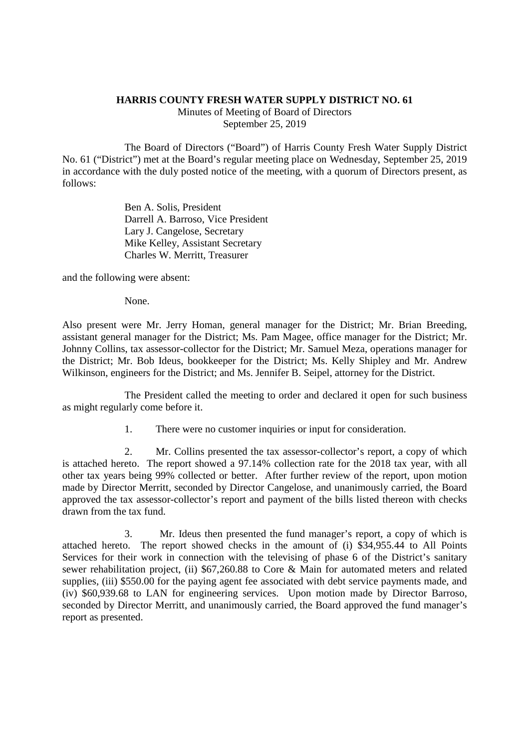**HARRIS COUNTY FRESH WATER SUPPLY DISTRICT NO. 61**

Minutes of Meeting of Board of Directors

September 25, 2019

The Board of Directors ("Board") of Harris County Fresh Water Supply District No. 61 ("District") met at the Board's regular meeting place on Wednesday, September 25, 2019 in accordance with the duly posted notice of the meeting, with a quorum of Directors present, as follows:

Ben A. Solis, President
Darrell A. Barroso, Vice President
Lary J. Cangelose, Secretary
Mike Kelley, Assistant Secretary
Charles W. Merritt, Treasurer

and the following were absent:

None.

Also present were Mr. Jerry Homan, general manager for the District; Mr. Brian Breeding, assistant general manager for the District; Ms. Pam Magee, office manager for the District; Mr. Johnny Collins, tax assessor-collector for the District; Mr. Samuel Meza, operations manager for the District; Mr. Bob Ideus, bookkeeper for the District; Ms. Kelly Shipley and Mr. Andrew Wilkinson, engineers for the District; and Ms. Jennifer B. Seipel, attorney for the District.

The President called the meeting to order and declared it open for such business as might regularly come before it.

1. There were no customer inquiries or input for consideration.

2. Mr. Collins presented the tax assessor-collector's report, a copy of which is attached hereto. The report showed a 97.14% collection rate for the 2018 tax year, with all other tax years being 99% collected or better. After further review of the report, upon motion made by Director Merritt, seconded by Director Cangelose, and unanimously carried, the Board approved the tax assessor-collector's report and payment of the bills listed thereon with checks drawn from the tax fund.

3. Mr. Ideus then presented the fund manager's report, a copy of which is attached hereto. The report showed checks in the amount of (i) $34,955.44 to All Points Services for their work in connection with the televising of phase 6 of the District's sanitary sewer rehabilitation project, (ii) $67,260.88 to Core & Main for automated meters and related supplies, (iii) $550.00 for the paying agent fee associated with debt service payments made, and (iv) $60,939.68 to LAN for engineering services. Upon motion made by Director Barroso, seconded by Director Merritt, and unanimously carried, the Board approved the fund manager's report as presented.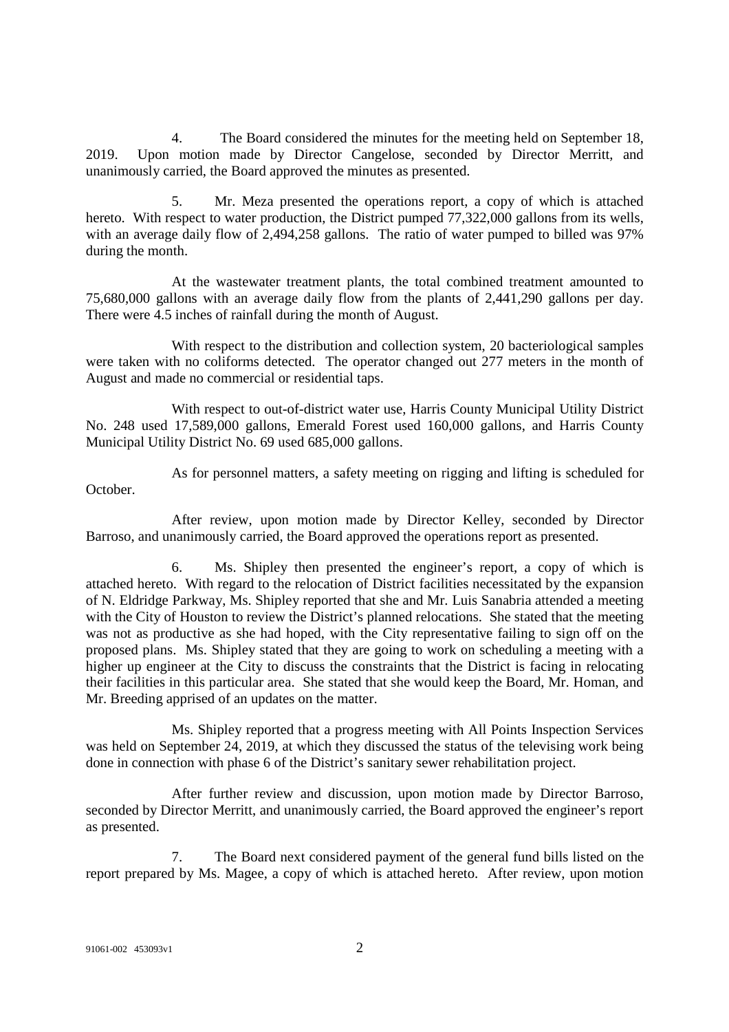4. The Board considered the minutes for the meeting held on September 18, 2019. Upon motion made by Director Cangelose, seconded by Director Merritt, and unanimously carried, the Board approved the minutes as presented.

5. Mr. Meza presented the operations report, a copy of which is attached hereto. With respect to water production, the District pumped 77,322,000 gallons from its wells, with an average daily flow of 2,494,258 gallons. The ratio of water pumped to billed was 97% during the month.

At the wastewater treatment plants, the total combined treatment amounted to 75,680,000 gallons with an average daily flow from the plants of 2,441,290 gallons per day. There were 4.5 inches of rainfall during the month of August.

With respect to the distribution and collection system, 20 bacteriological samples were taken with no coliforms detected. The operator changed out 277 meters in the month of August and made no commercial or residential taps.

With respect to out-of-district water use, Harris County Municipal Utility District No. 248 used 17,589,000 gallons, Emerald Forest used 160,000 gallons, and Harris County Municipal Utility District No. 69 used 685,000 gallons.

As for personnel matters, a safety meeting on rigging and lifting is scheduled for October.

After review, upon motion made by Director Kelley, seconded by Director Barroso, and unanimously carried, the Board approved the operations report as presented.

6. Ms. Shipley then presented the engineer's report, a copy of which is attached hereto. With regard to the relocation of District facilities necessitated by the expansion of N. Eldridge Parkway, Ms. Shipley reported that she and Mr. Luis Sanabria attended a meeting with the City of Houston to review the District's planned relocations. She stated that the meeting was not as productive as she had hoped, with the City representative failing to sign off on the proposed plans. Ms. Shipley stated that they are going to work on scheduling a meeting with a higher up engineer at the City to discuss the constraints that the District is facing in relocating their facilities in this particular area. She stated that she would keep the Board, Mr. Homan, and Mr. Breeding apprised of an updates on the matter.

Ms. Shipley reported that a progress meeting with All Points Inspection Services was held on September 24, 2019, at which they discussed the status of the televising work being done in connection with phase 6 of the District's sanitary sewer rehabilitation project.

After further review and discussion, upon motion made by Director Barroso, seconded by Director Merritt, and unanimously carried, the Board approved the engineer's report as presented.

7. The Board next considered payment of the general fund bills listed on the report prepared by Ms. Magee, a copy of which is attached hereto. After review, upon motion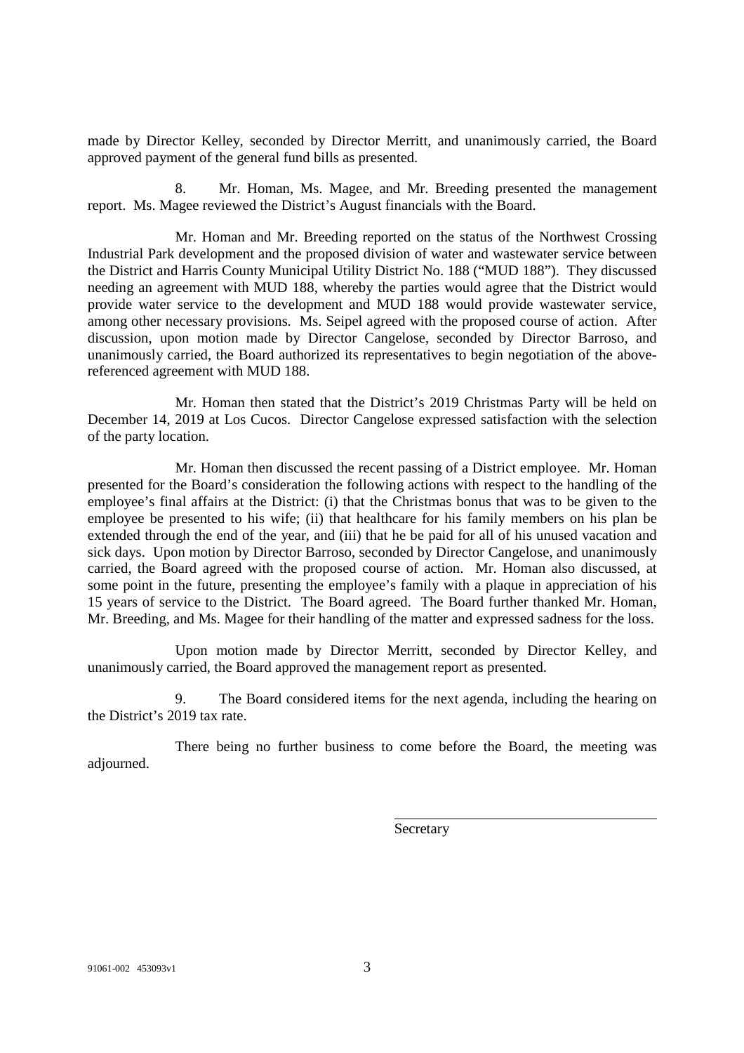made by Director Kelley, seconded by Director Merritt, and unanimously carried, the Board approved payment of the general fund bills as presented.

8. Mr. Homan, Ms. Magee, and Mr. Breeding presented the management report. Ms. Magee reviewed the District's August financials with the Board.

Mr. Homan and Mr. Breeding reported on the status of the Northwest Crossing Industrial Park development and the proposed division of water and wastewater service between the District and Harris County Municipal Utility District No. 188 ("MUD 188"). They discussed needing an agreement with MUD 188, whereby the parties would agree that the District would provide water service to the development and MUD 188 would provide wastewater service, among other necessary provisions. Ms. Seipel agreed with the proposed course of action. After discussion, upon motion made by Director Cangelose, seconded by Director Barroso, and unanimously carried, the Board authorized its representatives to begin negotiation of the above-referenced agreement with MUD 188.

Mr. Homan then stated that the District's 2019 Christmas Party will be held on December 14, 2019 at Los Cucos. Director Cangelose expressed satisfaction with the selection of the party location.

Mr. Homan then discussed the recent passing of a District employee. Mr. Homan presented for the Board's consideration the following actions with respect to the handling of the employee's final affairs at the District: (i) that the Christmas bonus that was to be given to the employee be presented to his wife; (ii) that healthcare for his family members on his plan be extended through the end of the year, and (iii) that he be paid for all of his unused vacation and sick days. Upon motion by Director Barroso, seconded by Director Cangelose, and unanimously carried, the Board agreed with the proposed course of action. Mr. Homan also discussed, at some point in the future, presenting the employee's family with a plaque in appreciation of his 15 years of service to the District. The Board agreed. The Board further thanked Mr. Homan, Mr. Breeding, and Ms. Magee for their handling of the matter and expressed sadness for the loss.

Upon motion made by Director Merritt, seconded by Director Kelley, and unanimously carried, the Board approved the management report as presented.

9. The Board considered items for the next agenda, including the hearing on the District's 2019 tax rate.

There being no further business to come before the Board, the meeting was adjourned.

\_\_\_\_\_\_\_\_\_\_\_\_\_\_\_\_\_\_\_\_\_\_\_\_\_\_\_\_\_\_\_\_\_\_\_\_

Secretary

91061-002 453093v1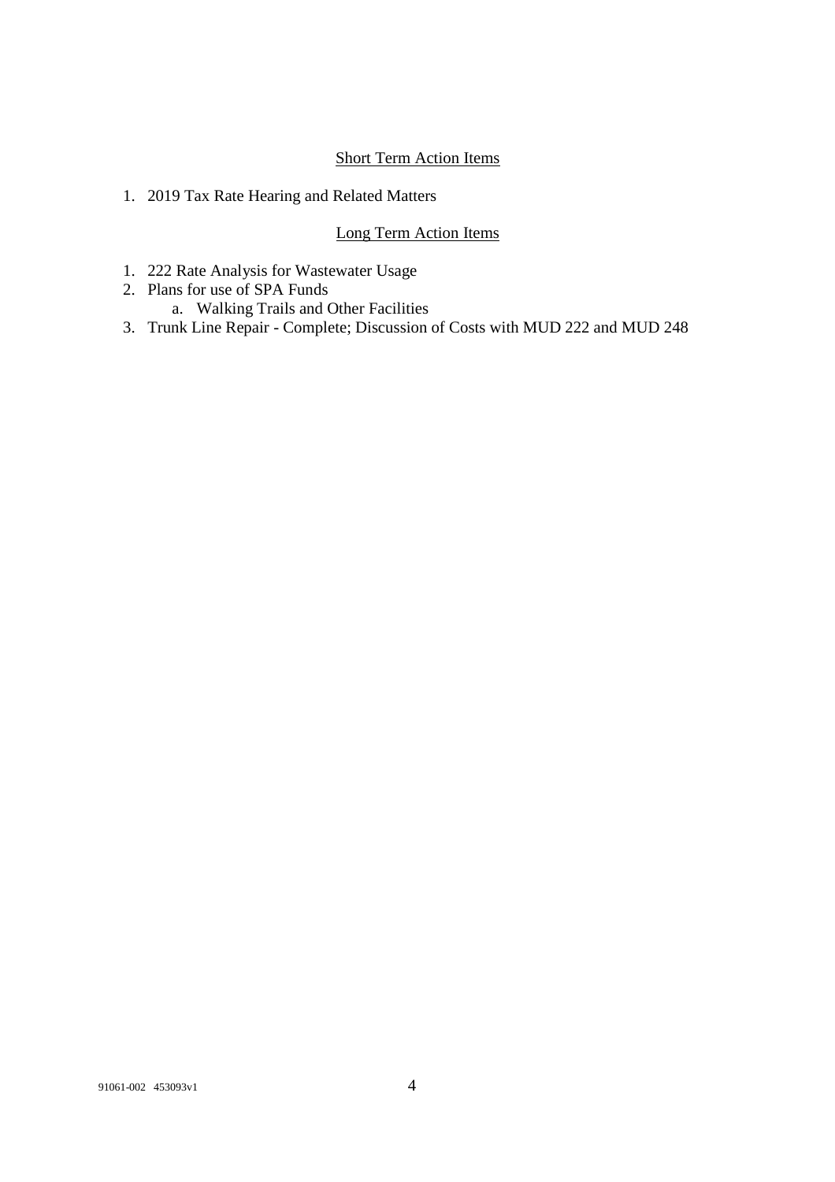<u>Short Term Action Items</u>

1. 2019 Tax Rate Hearing and Related Matters

<u>Long Term Action Items</u>

1. 222 Rate Analysis for Wastewater Usage
2. Plans for use of SPA Funds
   a. Walking Trails and Other Facilities
3. Trunk Line Repair - Complete; Discussion of Costs with MUD 222 and MUD 248

91061-002 453093v1